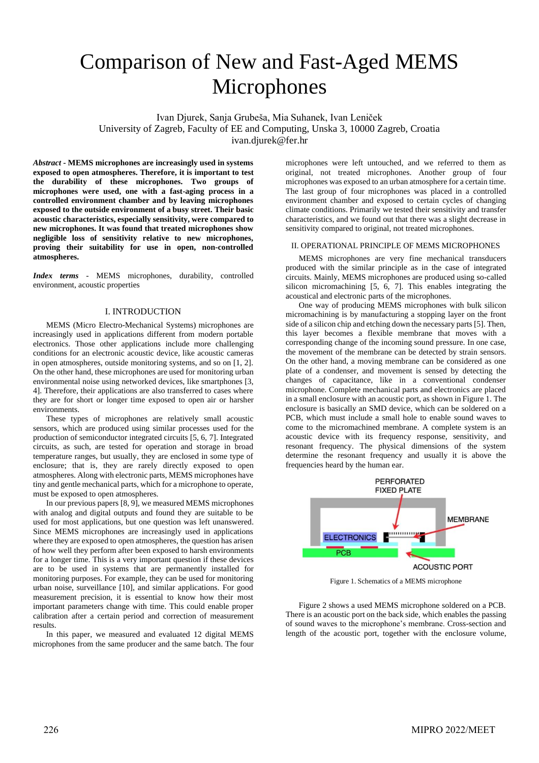# Comparison of New and Fast-Aged MEMS Microphones

Ivan Djurek, Sanja Grubeša, Mia Suhanek, Ivan Leniček
University of Zagreb, Faculty of EE and Computing, Unska 3, 10000 Zagreb, Croatia
ivan.djurek@fer.hr

***Abstract* - MEMS microphones are increasingly used in systems exposed to open atmospheres. Therefore, it is important to test the durability of these microphones. Two groups of microphones were used, one with a fast-aging process in a controlled environment chamber and by leaving microphones exposed to the outside environment of a busy street. Their basic acoustic characteristics, especially sensitivity, were compared to new microphones. It was found that treated microphones show negligible loss of sensitivity relative to new microphones, proving their suitability for use in open, non-controlled atmospheres.**

***Index terms*** - MEMS microphones, durability, controlled environment, acoustic properties

## I. INTRODUCTION

MEMS (Micro Electro-Mechanical Systems) microphones are increasingly used in applications different from modern portable electronics. Those other applications include more challenging conditions for an electronic acoustic device, like acoustic cameras in open atmospheres, outside monitoring systems, and so on [1, 2]. On the other hand, these microphones are used for monitoring urban environmental noise using networked devices, like smartphones [3, 4]. Therefore, their applications are also transferred to cases where they are for short or longer time exposed to open air or harsher environments.

These types of microphones are relatively small acoustic sensors, which are produced using similar processes used for the production of semiconductor integrated circuits [5, 6, 7]. Integrated circuits, as such, are tested for operation and storage in broad temperature ranges, but usually, they are enclosed in some type of enclosure; that is, they are rarely directly exposed to open atmospheres. Along with electronic parts, MEMS microphones have tiny and gentle mechanical parts, which for a microphone to operate, must be exposed to open atmospheres.

In our previous papers [8, 9], we measured MEMS microphones with analog and digital outputs and found they are suitable to be used for most applications, but one question was left unanswered. Since MEMS microphones are increasingly used in applications where they are exposed to open atmospheres, the question has arisen of how well they perform after been exposed to harsh environments for a longer time. This is a very important question if these devices are to be used in systems that are permanently installed for monitoring purposes. For example, they can be used for monitoring urban noise, surveillance [10], and similar applications. For good measurement precision, it is essential to know how their most important parameters change with time. This could enable proper calibration after a certain period and correction of measurement results.

In this paper, we measured and evaluated 12 digital MEMS microphones from the same producer and the same batch. The four microphones were left untouched, and we referred to them as original, not treated microphones. Another group of four microphones was exposed to an urban atmosphere for a certain time. The last group of four microphones was placed in a controlled environment chamber and exposed to certain cycles of changing climate conditions. Primarily we tested their sensitivity and transfer characteristics, and we found out that there was a slight decrease in sensitivity compared to original, not treated microphones.

## II. OPERATIONAL PRINCIPLE OF MEMS MICROPHONES

MEMS microphones are very fine mechanical transducers produced with the similar principle as in the case of integrated circuits. Mainly, MEMS microphones are produced using so-called silicon micromachining [5, 6, 7]. This enables integrating the acoustical and electronic parts of the microphones.

One way of producing MEMS microphones with bulk silicon micromachining is by manufacturing a stopping layer on the front side of a silicon chip and etching down the necessary parts [5]. Then, this layer becomes a flexible membrane that moves with a corresponding change of the incoming sound pressure. In one case, the movement of the membrane can be detected by strain sensors. On the other hand, a moving membrane can be considered as one plate of a condenser, and movement is sensed by detecting the changes of capacitance, like in a conventional condenser microphone. Complete mechanical parts and electronics are placed in a small enclosure with an acoustic port, as shown in Figure 1. The enclosure is basically an SMD device, which can be soldered on a PCB, which must include a small hole to enable sound waves to come to the micromachined membrane. A complete system is an acoustic device with its frequency response, sensitivity, and resonant frequency. The physical dimensions of the system determine the resonant frequency and usually it is above the frequencies heard by the human ear.

PERFORATED FIXED PLATE

MEMBRANE

ELECTRONICS

PCB

ACOUSTIC PORT

Figure 1. Schematics of a MEMS microphone

Figure 2 shows a used MEMS microphone soldered on a PCB. There is an acoustic port on the back side, which enables the passing of sound waves to the microphone's membrane. Cross-section and length of the acoustic port, together with the enclosure volume,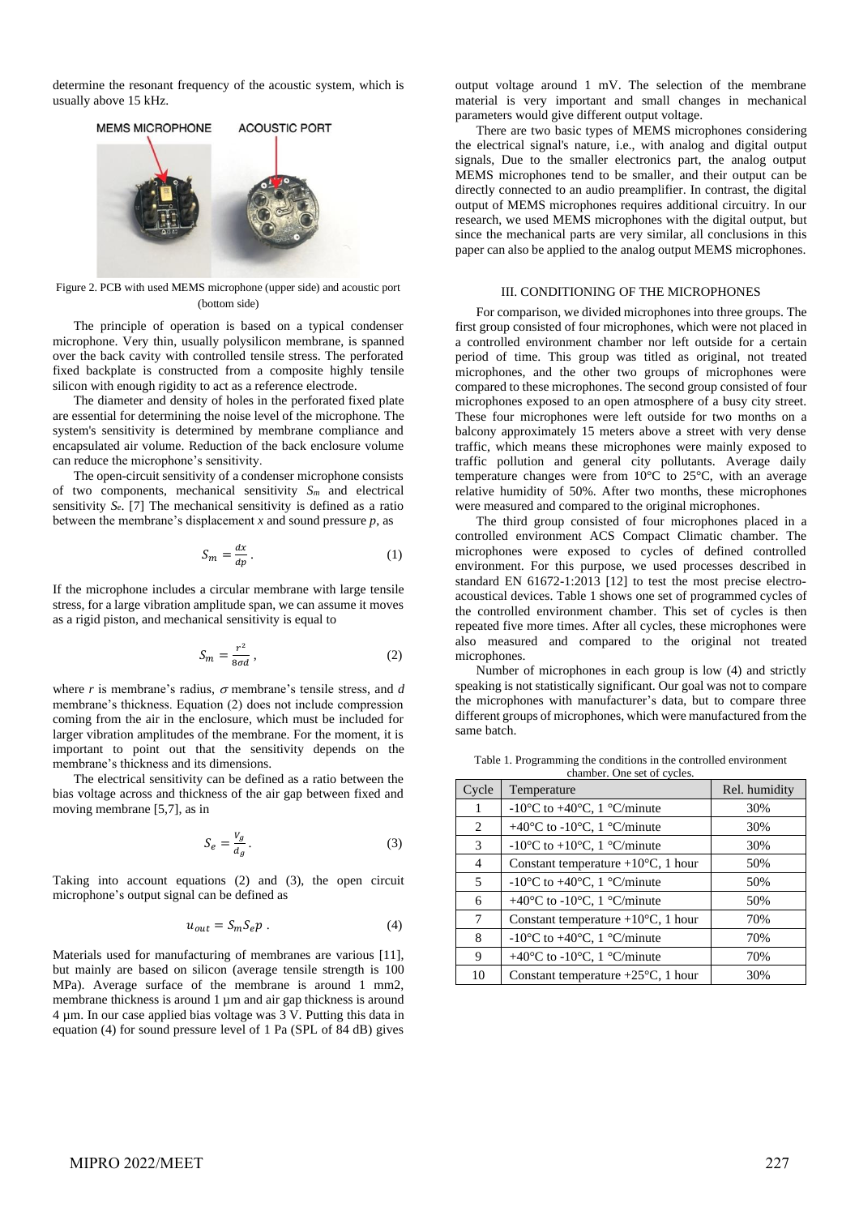determine the resonant frequency of the acoustic system, which is usually above 15 kHz.

MEMS MICROPHONE

ACOUSTIC PORT

Figure 2. PCB with used MEMS microphone (upper side) and acoustic port (bottom side)

The principle of operation is based on a typical condenser microphone. Very thin, usually polysilicon membrane, is spanned over the back cavity with controlled tensile stress. The perforated fixed backplate is constructed from a composite highly tensile silicon with enough rigidity to act as a reference electrode.

The diameter and density of holes in the perforated fixed plate are essential for determining the noise level of the microphone. The system's sensitivity is determined by membrane compliance and encapsulated air volume. Reduction of the back enclosure volume can reduce the microphone's sensitivity.

The open-circuit sensitivity of a condenser microphone consists of two components, mechanical sensitivity $S_m$ and electrical sensitivity $S_e$. [7] The mechanical sensitivity is defined as a ratio between the membrane's displacement $x$ and sound pressure $p$, as

$$S_m = \frac{dx}{dp}\,. \tag{1}$$

If the microphone includes a circular membrane with large tensile stress, for a large vibration amplitude span, we can assume it moves as a rigid piston, and mechanical sensitivity is equal to

$$S_m = \frac{r^2}{8\sigma d}\,, \tag{2}$$

where $r$ is membrane's radius, $\sigma$ membrane's tensile stress, and $d$ membrane's thickness. Equation (2) does not include compression coming from the air in the enclosure, which must be included for larger vibration amplitudes of the membrane. For the moment, it is important to point out that the sensitivity depends on the membrane's thickness and its dimensions.

The electrical sensitivity can be defined as a ratio between the bias voltage across and thickness of the air gap between fixed and moving membrane [5,7], as in

$$S_e = \frac{V_g}{d_g}\,. \tag{3}$$

Taking into account equations (2) and (3), the open circuit microphone's output signal can be defined as

$$u_{out} = S_m S_e p\,. \tag{4}$$

Materials used for manufacturing of membranes are various [11], but mainly are based on silicon (average tensile strength is 100 MPa). Average surface of the membrane is around 1 mm2, membrane thickness is around 1 µm and air gap thickness is around 4 µm. In our case applied bias voltage was 3 V. Putting this data in equation (4) for sound pressure level of 1 Pa (SPL of 84 dB) gives output voltage around 1 mV. The selection of the membrane material is very important and small changes in mechanical parameters would give different output voltage.

There are two basic types of MEMS microphones considering the electrical signal's nature, i.e., with analog and digital output signals, Due to the smaller electronics part, the analog output MEMS microphones tend to be smaller, and their output can be directly connected to an audio preamplifier. In contrast, the digital output of MEMS microphones requires additional circuitry. In our research, we used MEMS microphones with the digital output, but since the mechanical parts are very similar, all conclusions in this paper can also be applied to the analog output MEMS microphones.

## III. CONDITIONING OF THE MICROPHONES

For comparison, we divided microphones into three groups. The first group consisted of four microphones, which were not placed in a controlled environment chamber nor left outside for a certain period of time. This group was titled as original, not treated microphones, and the other two groups of microphones were compared to these microphones. The second group consisted of four microphones exposed to an open atmosphere of a busy city street. These four microphones were left outside for two months on a balcony approximately 15 meters above a street with very dense traffic, which means these microphones were mainly exposed to traffic pollution and general city pollutants. Average daily temperature changes were from 10°C to 25°C, with an average relative humidity of 50%. After two months, these microphones were measured and compared to the original microphones.

The third group consisted of four microphones placed in a controlled environment ACS Compact Climatic chamber. The microphones were exposed to cycles of defined controlled environment. For this purpose, we used processes described in standard EN 61672-1:2013 [12] to test the most precise electro-acoustical devices. Table 1 shows one set of programmed cycles of the controlled environment chamber. This set of cycles is then repeated five more times. After all cycles, these microphones were also measured and compared to the original not treated microphones.

Number of microphones in each group is low (4) and strictly speaking is not statistically significant. Our goal was not to compare the microphones with manufacturer's data, but to compare three different groups of microphones, which were manufactured from the same batch.

Table 1. Programming the conditions in the controlled environment chamber. One set of cycles.

| Cycle | Temperature | Rel. humidity |
|---|---|---|
| 1 | -10°C to +40°C, 1 °C/minute | 30% |
| 2 | +40°C to -10°C, 1 °C/minute | 30% |
| 3 | -10°C to +10°C, 1 °C/minute | 30% |
| 4 | Constant temperature +10°C, 1 hour | 50% |
| 5 | -10°C to +40°C, 1 °C/minute | 50% |
| 6 | +40°C to -10°C, 1 °C/minute | 50% |
| 7 | Constant temperature +10°C, 1 hour | 70% |
| 8 | -10°C to +40°C, 1 °C/minute | 70% |
| 9 | +40°C to -10°C, 1 °C/minute | 70% |
| 10 | Constant temperature +25°C, 1 hour | 30% |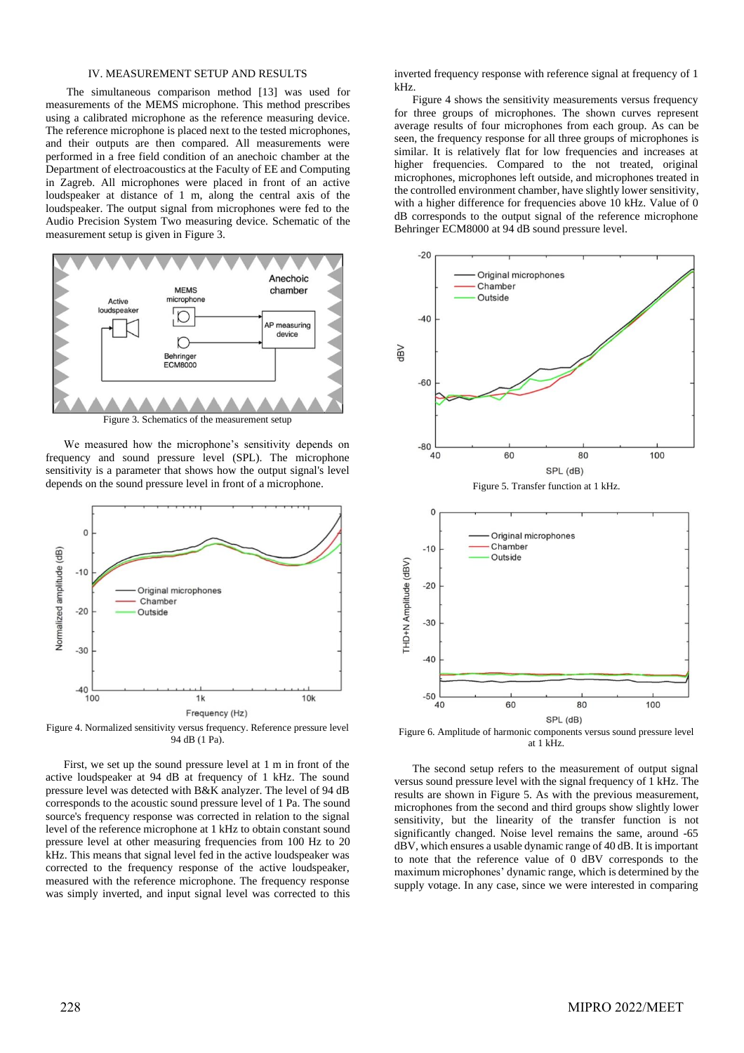## IV. MEASUREMENT SETUP AND RESULTS

The simultaneous comparison method [13] was used for measurements of the MEMS microphone. This method prescribes using a calibrated microphone as the reference measuring device. The reference microphone is placed next to the tested microphones, and their outputs are then compared. All measurements were performed in a free field condition of an anechoic chamber at the Department of electroacoustics at the Faculty of EE and Computing in Zagreb. All microphones were placed in front of an active loudspeaker at distance of 1 m, along the central axis of the loudspeaker. The output signal from microphones were fed to the Audio Precision System Two measuring device. Schematic of the measurement setup is given in Figure 3.

Anechoic chamber
Active loudspeaker
MEMS microphone
AP measuring device
Behringer ECM8000

Figure 3. Schematics of the measurement setup

We measured how the microphone's sensitivity depends on frequency and sound pressure level (SPL). The microphone sensitivity is a parameter that shows how the output signal's level depends on the sound pressure level in front of a microphone.

Normalized amplitude (dB)
0
-10
-20
-30
-40
100
1k
10k
Frequency (Hz)
Original microphones
Chamber
Outside

Figure 4. Normalized sensitivity versus frequency. Reference pressure level 94 dB (1 Pa).

First, we set up the sound pressure level at 1 m in front of the active loudspeaker at 94 dB at frequency of 1 kHz. The sound pressure level was detected with B&K analyzer. The level of 94 dB corresponds to the acoustic sound pressure level of 1 Pa. The sound source's frequency response was corrected in relation to the signal level of the reference microphone at 1 kHz to obtain constant sound pressure level at other measuring frequencies from 100 Hz to 20 kHz. This means that signal level fed in the active loudspeaker was corrected to the frequency response of the active loudspeaker, measured with the reference microphone. The frequency response was simply inverted, and input signal level was corrected to this inverted frequency response with reference signal at frequency of 1 kHz.

Figure 4 shows the sensitivity measurements versus frequency for three groups of microphones. The shown curves represent average results of four microphones from each group. As can be seen, the frequency response for all three groups of microphones is similar. It is relatively flat for low frequencies and increases at higher frequencies. Compared to the not treated, original microphones, microphones left outside, and microphones treated in the controlled environment chamber, have slightly lower sensitivity, with a higher difference for frequencies above 10 kHz. Value of 0 dB corresponds to the output signal of the reference microphone Behringer ECM8000 at 94 dB sound pressure level.

dBV
-20
-40
-60
-80
40
60
80
100
SPL (dB)
Original microphones
Chamber
Outside

Figure 5. Transfer function at 1 kHz.

THD+N Amplitude (dBV)
0
-10
-20
-30
-40
-50
40
60
80
100
SPL (dB)
Original microphones
Chamber
Outside

Figure 6. Amplitude of harmonic components versus sound pressure level at 1 kHz.

The second setup refers to the measurement of output signal versus sound pressure level with the signal frequency of 1 kHz. The results are shown in Figure 5. As with the previous measurement, microphones from the second and third groups show slightly lower sensitivity, but the linearity of the transfer function is not significantly changed. Noise level remains the same, around -65 dBV, which ensures a usable dynamic range of 40 dB. It is important to note that the reference value of 0 dBV corresponds to the maximum microphones' dynamic range, which is determined by the supply votage. In any case, since we were interested in comparing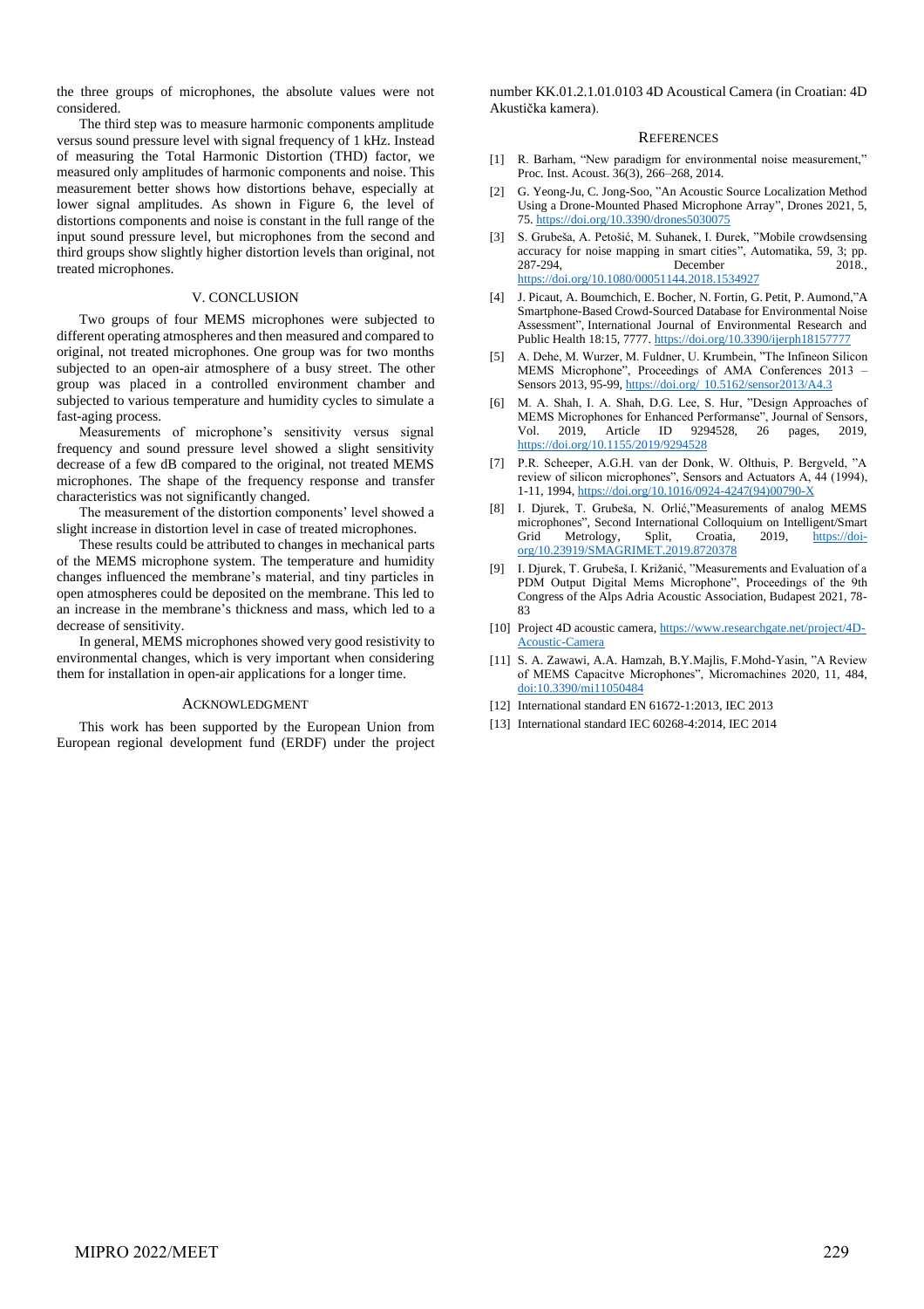the three groups of microphones, the absolute values were not considered.

The third step was to measure harmonic components amplitude versus sound pressure level with signal frequency of 1 kHz. Instead of measuring the Total Harmonic Distortion (THD) factor, we measured only amplitudes of harmonic components and noise. This measurement better shows how distortions behave, especially at lower signal amplitudes. As shown in Figure 6, the level of distortions components and noise is constant in the full range of the input sound pressure level, but microphones from the second and third groups show slightly higher distortion levels than original, not treated microphones.

## V. CONCLUSION

Two groups of four MEMS microphones were subjected to different operating atmospheres and then measured and compared to original, not treated microphones. One group was for two months subjected to an open-air atmosphere of a busy street. The other group was placed in a controlled environment chamber and subjected to various temperature and humidity cycles to simulate a fast-aging process.

Measurements of microphone's sensitivity versus signal frequency and sound pressure level showed a slight sensitivity decrease of a few dB compared to the original, not treated MEMS microphones. The shape of the frequency response and transfer characteristics was not significantly changed.

The measurement of the distortion components' level showed a slight increase in distortion level in case of treated microphones.

These results could be attributed to changes in mechanical parts of the MEMS microphone system. The temperature and humidity changes influenced the membrane's material, and tiny particles in open atmospheres could be deposited on the membrane. This led to an increase in the membrane's thickness and mass, which led to a decrease of sensitivity.

In general, MEMS microphones showed very good resistivity to environmental changes, which is very important when considering them for installation in open-air applications for a longer time.

## ACKNOWLEDGMENT

This work has been supported by the European Union from European regional development fund (ERDF) under the project number KK.01.2.1.01.0103 4D Acoustical Camera (in Croatian: 4D Akustička kamera).

## REFERENCES

[1] R. Barham, "New paradigm for environmental noise measurement," Proc. Inst. Acoust. 36(3), 266–268, 2014.

[2] G. Yeong-Ju, C. Jong-Soo, "An Acoustic Source Localization Method Using a Drone-Mounted Phased Microphone Array", Drones 2021, 5, 75. https://doi.org/10.3390/drones5030075

[3] S. Grubeša, A. Petošić, M. Suhanek, I. Đurek, "Mobile crowdsensing accuracy for noise mapping in smart cities", Automatika, 59, 3; pp. 287-294, December 2018., https://doi.org/10.1080/00051144.2018.1534927

[4] J. Picaut, A. Boumchich, E. Bocher, N. Fortin, G. Petit, P. Aumond,"A Smartphone-Based Crowd-Sourced Database for Environmental Noise Assessment", International Journal of Environmental Research and Public Health 18:15, 7777. https://doi.org/10.3390/ijerph18157777

[5] A. Dehe, M. Wurzer, M. Fuldner, U. Krumbein, "The Infineon Silicon MEMS Microphone", Proceedings of AMA Conferences 2013 – Sensors 2013, 95-99, https://doi.org/ 10.5162/sensor2013/A4.3

[6] M. A. Shah, I. A. Shah, D.G. Lee, S. Hur, "Design Approaches of MEMS Microphones for Enhanced Performanse", Journal of Sensors, Vol. 2019, Article ID 9294528, 26 pages, 2019, https://doi.org/10.1155/2019/9294528

[7] P.R. Scheeper, A.G.H. van der Donk, W. Olthuis, P. Bergveld, "A review of silicon microphones", Sensors and Actuators A, 44 (1994), 1-11, 1994, https://doi.org/10.1016/0924-4247(94)00790-X

[8] I. Djurek, T. Grubeša, N. Orlić,"Measurements of analog MEMS microphones", Second International Colloquium on Intelligent/Smart Grid Metrology, Split, Croatia, 2019, https://doi-org/10.23919/SMAGRIMET.2019.8720378

[9] I. Djurek, T. Grubeša, I. Križanić, "Measurements and Evaluation of a PDM Output Digital Mems Microphone", Proceedings of the 9th Congress of the Alps Adria Acoustic Association, Budapest 2021, 78-83

[10] Project 4D acoustic camera, https://www.researchgate.net/project/4D-Acoustic-Camera

[11] S. A. Zawawi, A.A. Hamzah, B.Y.Majlis, F.Mohd-Yasin, "A Review of MEMS Capacitve Microphones", Micromachines 2020, 11, 484, doi:10.3390/mi11050484

[12] International standard EN 61672-1:2013, IEC 2013

[13] International standard IEC 60268-4:2014, IEC 2014